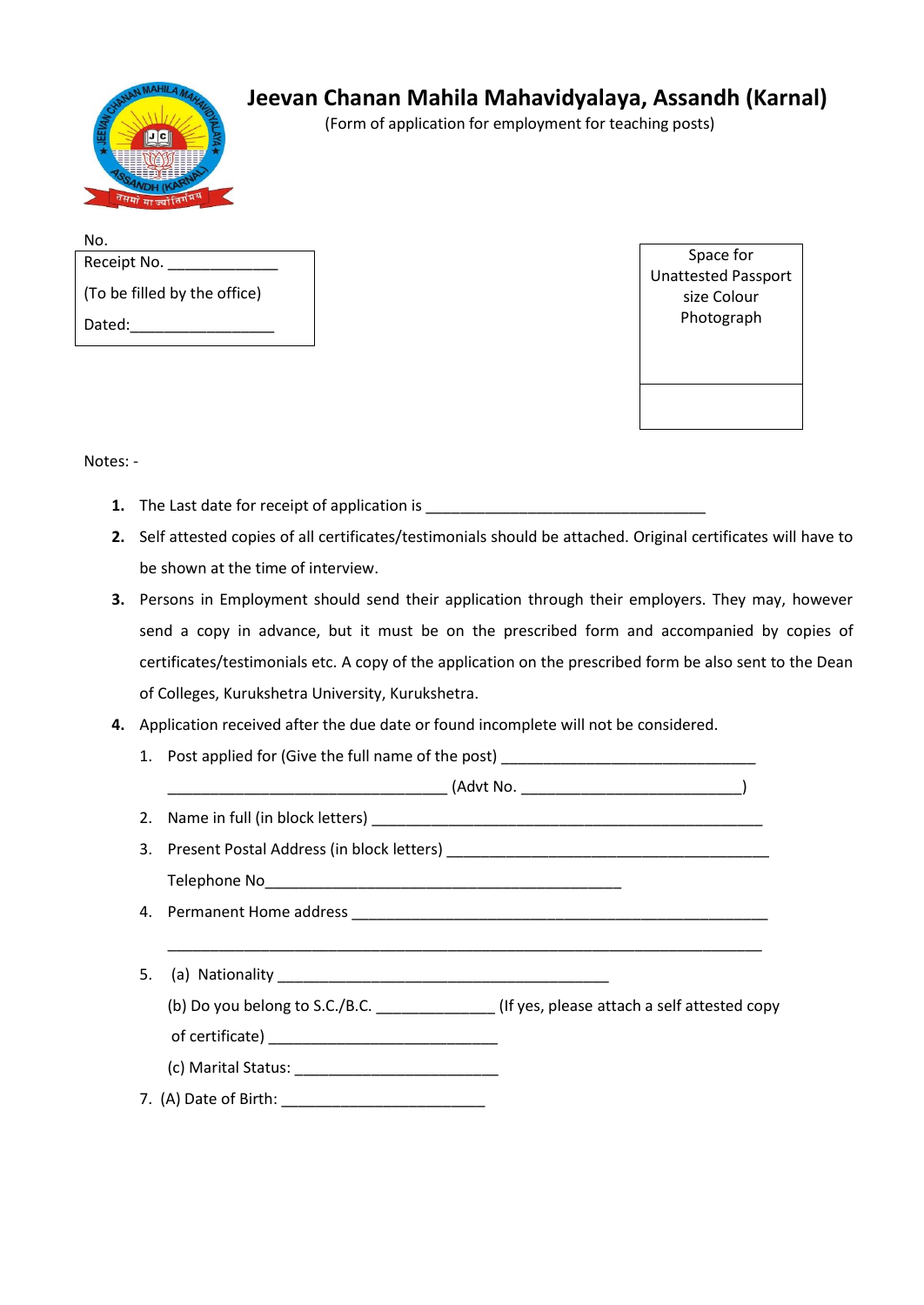# Jeevan Chanan Mahila Mahavidyalaya, Assandh (Karnal)

(Form of application for employment for teaching posts)

No.

Receipt No. _____________

(To be filled by the office)

Dated:_________________

Space for Unattested Passport size Colour Photograph

Notes: -

1. The Last date for receipt of application is _________________________________
2. Self attested copies of all certificates/testimonials should be attached. Original certificates will have to be shown at the time of interview.
3. Persons in Employment should send their application through their employers. They may, however send a copy in advance, but it must be on the prescribed form and accompanied by copies of certificates/testimonials etc. A copy of the application on the prescribed form be also sent to the Dean of Colleges, Kurukshetra University, Kurukshetra.
4. Application received after the due date or found incomplete will not be considered.

1. Post applied for (Give the full name of the post) ______________________________

   _________________________________ (Advt No. ___________________________)

2. Name in full (in block letters) ________________________________________________

3. Present Postal Address (in block letters) ______________________________________

   Telephone No__________________________________________

4. Permanent Home address ____________________________________________________

   ______________________________________________________________________

5. (a) Nationality ______________________________________

   (b) Do you belong to S.C./B.C. _____________ (If yes, please attach a self attested copy of certificate) ___________________________

   (c) Marital Status: ________________________

7. (A) Date of Birth: ________________________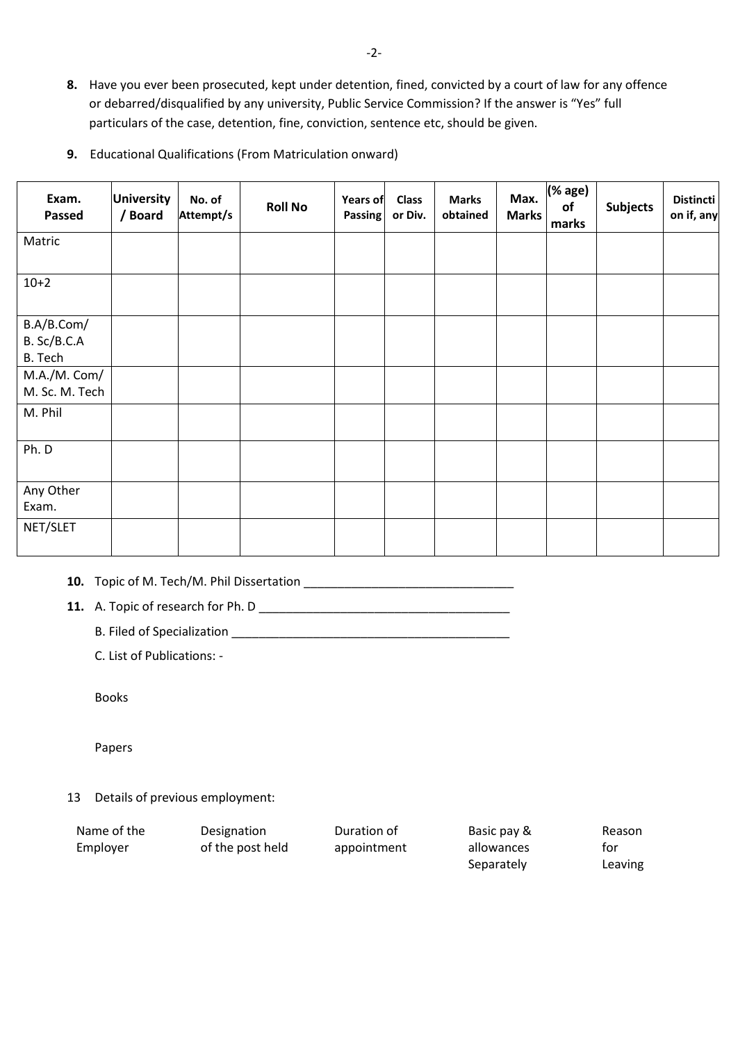**8.** Have you ever been prosecuted, kept under detention, fined, convicted by a court of law for any offence or debarred/disqualified by any university, Public Service Commission? If the answer is "Yes" full particulars of the case, detention, fine, conviction, sentence etc, should be given.

**9.** Educational Qualifications (From Matriculation onward)

| Exam. Passed | University / Board | No. of Attempt/s | Roll No | Years of Passing | Class or Div. | Marks obtained | Max. Marks | (% age) of marks | Subjects | Distinction if, any |
|---|---|---|---|---|---|---|---|---|---|---|
| Matric | | | | | | | | | | |
| 10+2 | | | | | | | | | | |
| B.A/B.Com/ B. Sc/B.C.A B. Tech | | | | | | | | | | |
| M.A./M. Com/ M. Sc. M. Tech | | | | | | | | | | |
| M. Phil | | | | | | | | | | |
| Ph. D | | | | | | | | | | |
| Any Other Exam. | | | | | | | | | | |
| NET/SLET | | | | | | | | | | |

**10.** Topic of M. Tech/M. Phil Dissertation ______________________________

**11.** A. Topic of research for Ph. D ____________________________________

B. Filed of Specialization ________________________________________

C. List of Publications: -

Books

Papers

13 Details of previous employment:

| Name of the Employer | Designation of the post held | Duration of appointment | Basic pay & allowances Separately | Reason for Leaving |
|---|---|---|---|---|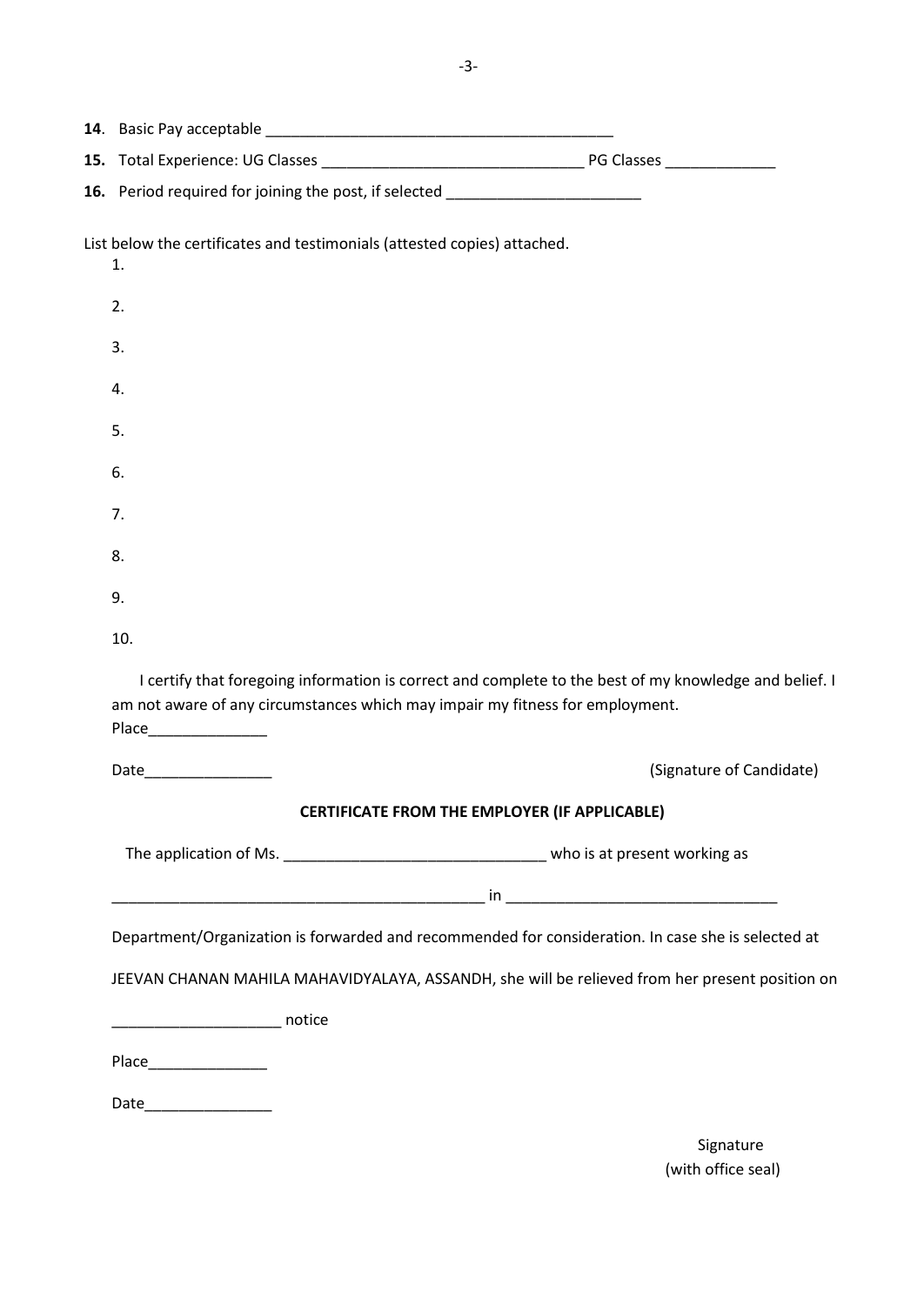**14**. Basic Pay acceptable ___________________________________________

**15.** Total Experience: UG Classes _________________________________ PG Classes _____________

**16.** Period required for joining the post, if selected ________________________

List below the certificates and testimonials (attested copies) attached.

1.

2.

3.

4.

5.

6.

7.

8.

9.

10.

I certify that foregoing information is correct and complete to the best of my knowledge and belief. I am not aware of any circumstances which may impair my fitness for employment.

Place______________

Date_______________ (Signature of Candidate)

**CERTIFICATE FROM THE EMPLOYER (IF APPLICABLE)**

The application of Ms. _______________________________ who is at present working as

______________________________________________ in _________________________________

Department/Organization is forwarded and recommended for consideration. In case she is selected at JEEVAN CHANAN MAHILA MAHAVIDYALAYA, ASSANDH, she will be relieved from her present position on

____________________ notice

Place______________

Date_______________

Signature
(with office seal)